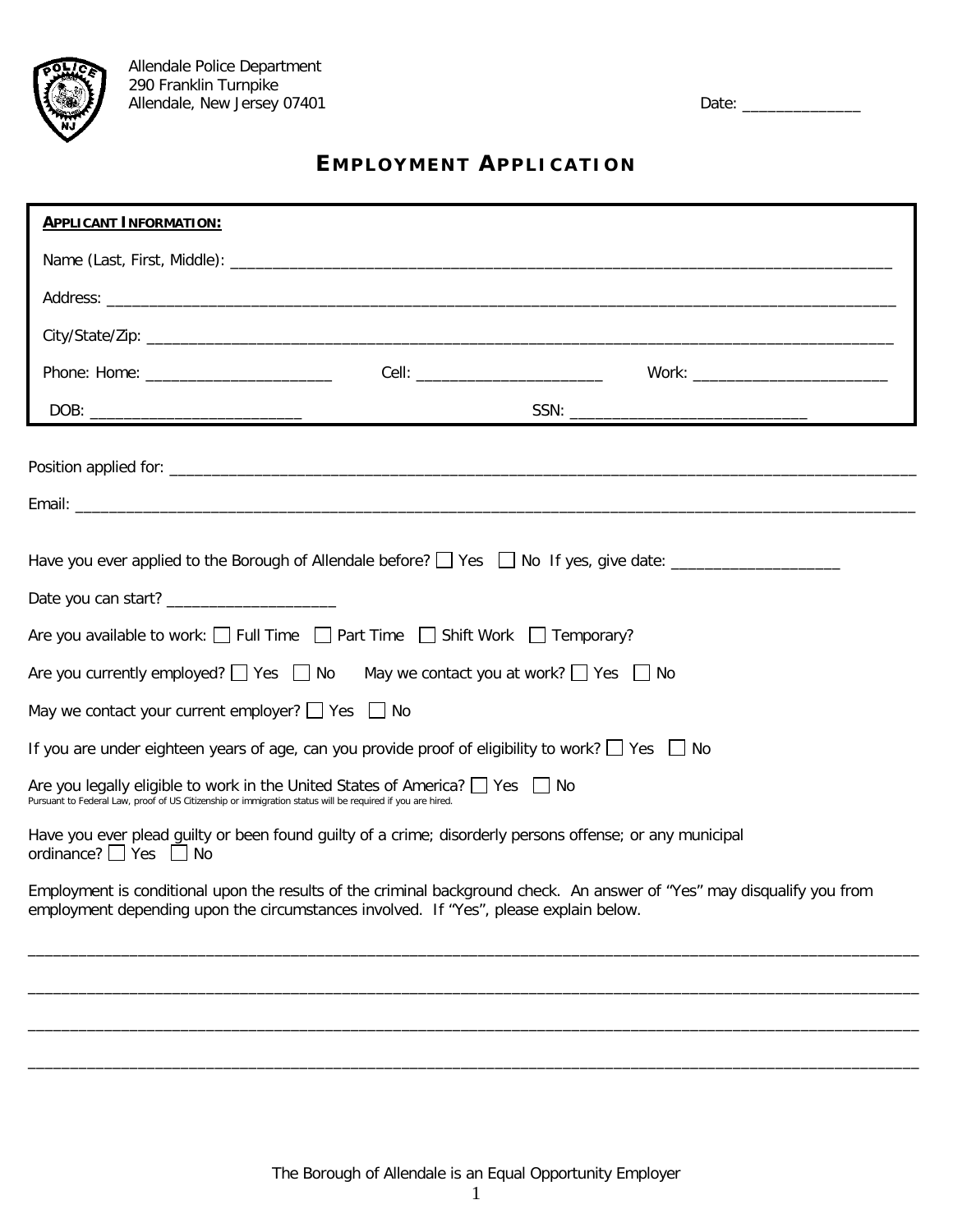Allendale Police Department
290 Franklin Turnpike
Allendale, New Jersey 07401

Date: _______________

# EMPLOYMENT APPLICATION

**APPLICANT INFORMATION:**

Name (Last, First, Middle): ____________________________________________________________________________

Address: ____________________________________________________________________________

City/State/Zip: ____________________________________________________________________________

Phone: Home: ______________________ Cell: ______________________ Work: ______________________

DOB: __________________________ SSN: ____________________________

Position applied for: ____________________________________________________________________________

Email: ____________________________________________________________________________

Have you ever applied to the Borough of Allendale before? ☐ Yes ☐ No If yes, give date: ____________________

Date you can start? ____________________

Are you available to work: ☐ Full Time ☐ Part Time ☐ Shift Work ☐ Temporary?

Are you currently employed? ☐ Yes ☐ No May we contact you at work? ☐ Yes ☐ No

May we contact your current employer? ☐ Yes ☐ No

If you are under eighteen years of age, can you provide proof of eligibility to work? ☐ Yes ☐ No

Are you legally eligible to work in the United States of America? ☐ Yes ☐ No
Pursuant to Federal Law, proof of US Citizenship or immigration status will be required if you are hired.

Have you ever plead guilty or been found guilty of a crime; disorderly persons offense; or any municipal ordinance? ☐ Yes ☐ No

Employment is conditional upon the results of the criminal background check. An answer of "Yes" may disqualify you from employment depending upon the circumstances involved. If "Yes", please explain below.

____________________________________________________________________________

____________________________________________________________________________

____________________________________________________________________________

____________________________________________________________________________

The Borough of Allendale is an Equal Opportunity Employer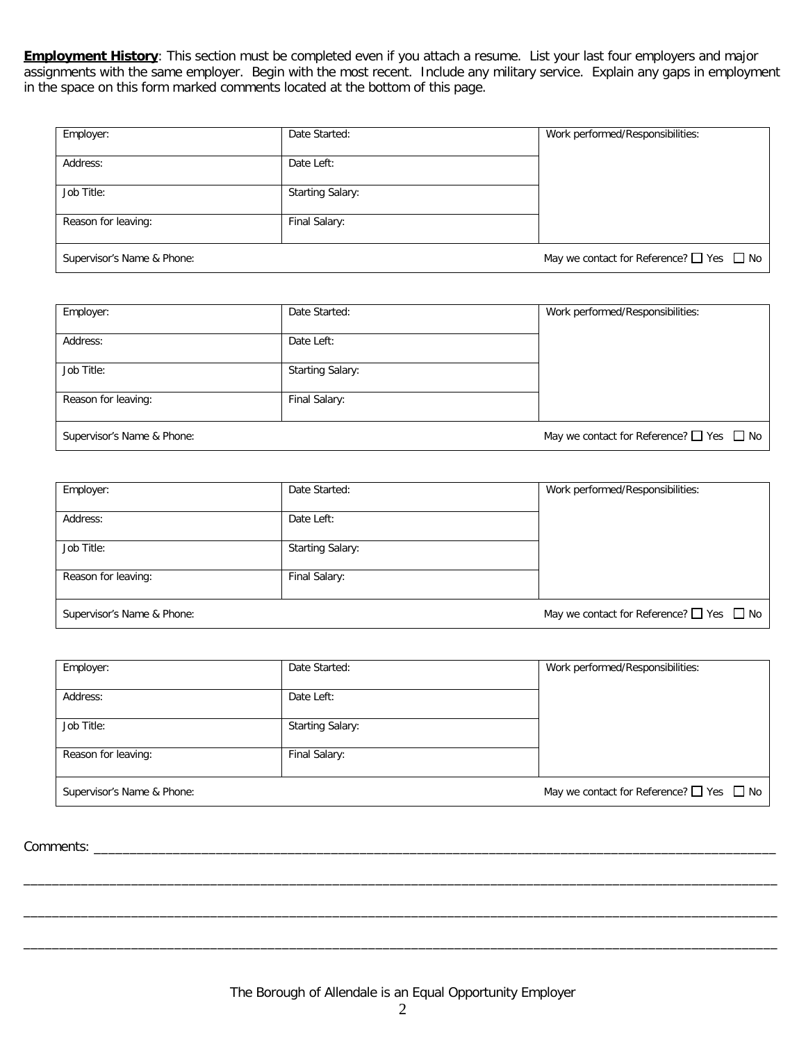**Employment History**: This section must be completed even if you attach a resume. List your last four employers and major assignments with the same employer. Begin with the most recent. Include any military service. Explain any gaps in employment in the space on this form marked comments located at the bottom of this page.

| Employer: | Date Started: | Work performed/Responsibilities: |
|---|---|---|
| Address: | Date Left: | |
| Job Title: | Starting Salary: | |
| Reason for leaving: | Final Salary: | |
| Supervisor's Name & Phone: | | May we contact for Reference? ☐ Yes ☐ No |

| Employer: | Date Started: | Work performed/Responsibilities: |
|---|---|---|
| Address: | Date Left: | |
| Job Title: | Starting Salary: | |
| Reason for leaving: | Final Salary: | |
| Supervisor's Name & Phone: | | May we contact for Reference? ☐ Yes ☐ No |

| Employer: | Date Started: | Work performed/Responsibilities: |
|---|---|---|
| Address: | Date Left: | |
| Job Title: | Starting Salary: | |
| Reason for leaving: | Final Salary: | |
| Supervisor's Name & Phone: | | May we contact for Reference? ☐ Yes ☐ No |

| Employer: | Date Started: | Work performed/Responsibilities: |
|---|---|---|
| Address: | Date Left: | |
| Job Title: | Starting Salary: | |
| Reason for leaving: | Final Salary: | |
| Supervisor's Name & Phone: | | May we contact for Reference? ☐ Yes ☐ No |

Comments: ____________________________________________________________________________________________

____________________________________________________________________________________________________

____________________________________________________________________________________________________

____________________________________________________________________________________________________

The Borough of Allendale is an Equal Opportunity Employer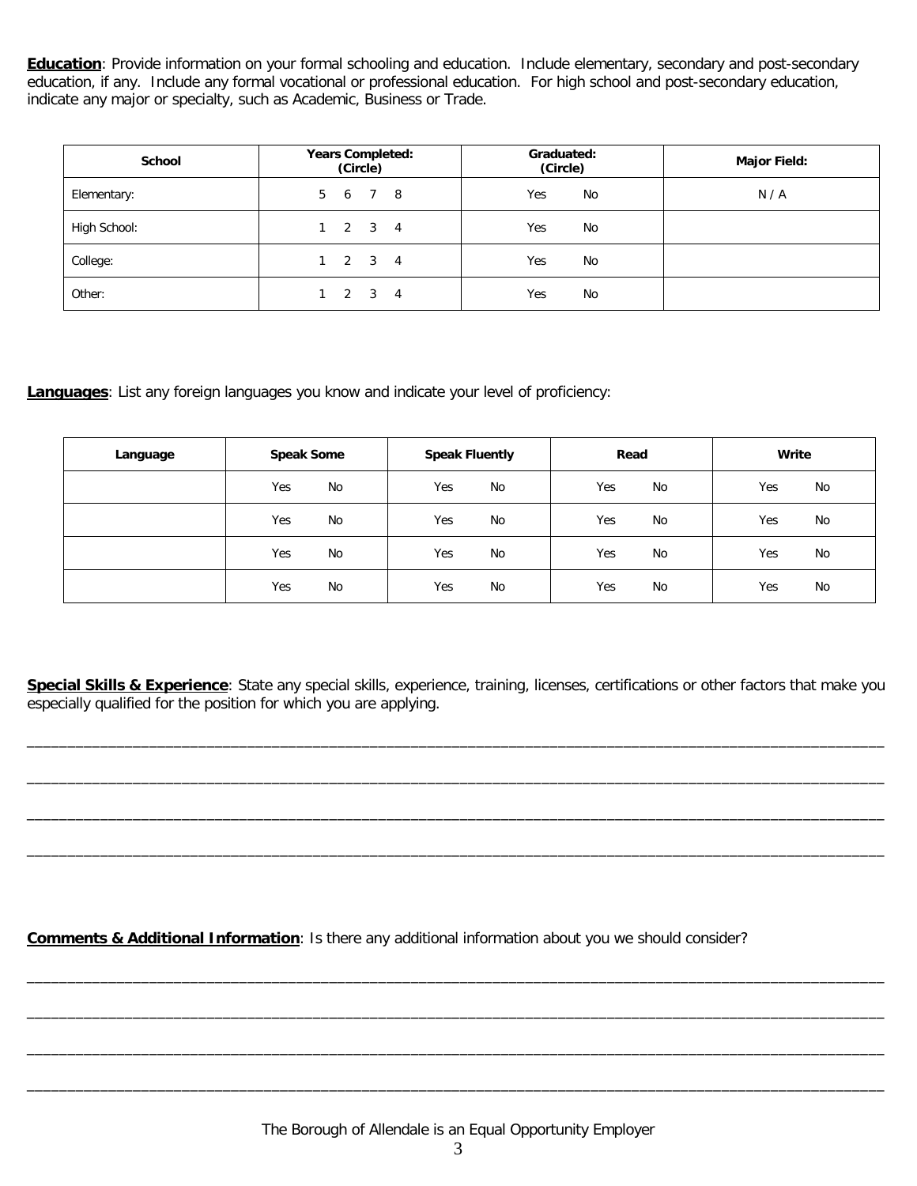**Education**: Provide information on your formal schooling and education. Include elementary, secondary and post-secondary education, if any. Include any formal vocational or professional education. For high school and post-secondary education, indicate any major or specialty, such as Academic, Business or Trade.

| School | Years Completed: (Circle) | Graduated: (Circle) | Major Field: |
|---|---|---|---|
| Elementary: | 5 6 7 8 | Yes No | N / A |
| High School: | 1 2 3 4 | Yes No | |
| College: | 1 2 3 4 | Yes No | |
| Other: | 1 2 3 4 | Yes No | |

**Languages**: List any foreign languages you know and indicate your level of proficiency:

| Language | Speak Some | Speak Fluently | Read | Write |
|---|---|---|---|---|
| | Yes No | Yes No | Yes No | Yes No |
| | Yes No | Yes No | Yes No | Yes No |
| | Yes No | Yes No | Yes No | Yes No |
| | Yes No | Yes No | Yes No | Yes No |

**Special Skills & Experience**: State any special skills, experience, training, licenses, certifications or other factors that make you especially qualified for the position for which you are applying.

________________________________________________________________________________

________________________________________________________________________________

________________________________________________________________________________

________________________________________________________________________________

**Comments & Additional Information**: Is there any additional information about you we should consider?

________________________________________________________________________________

________________________________________________________________________________

________________________________________________________________________________

________________________________________________________________________________

The Borough of Allendale is an Equal Opportunity Employer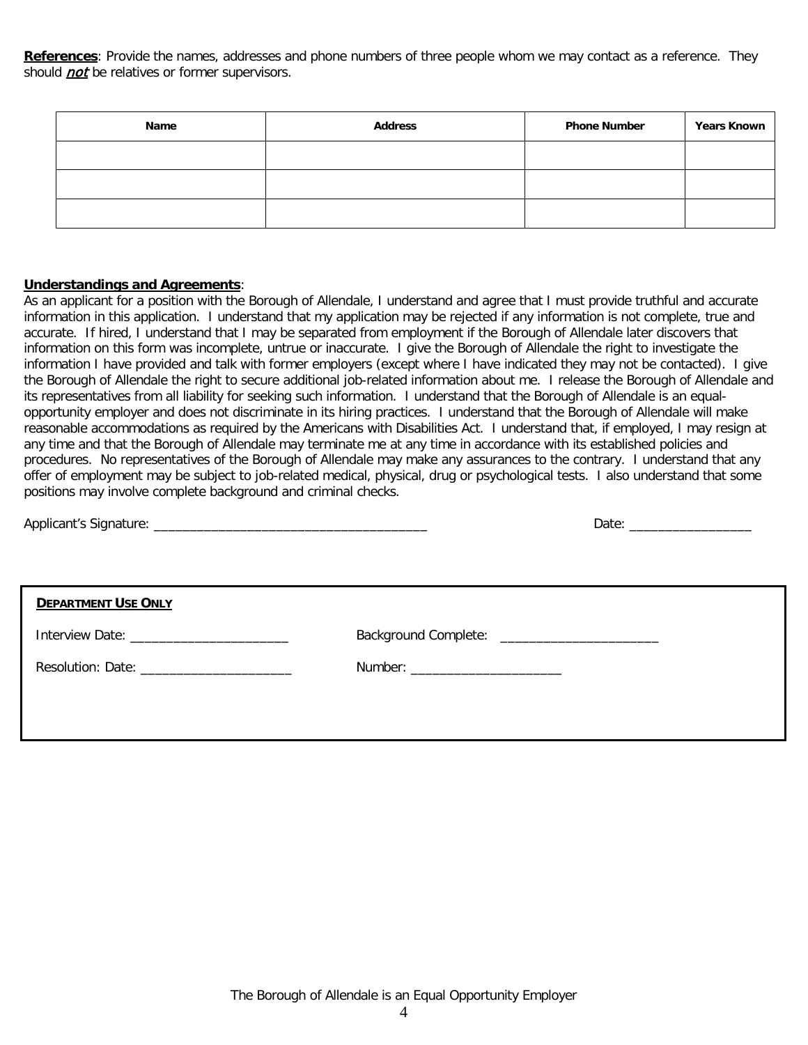**References**: Provide the names, addresses and phone numbers of three people whom we may contact as a reference. They should ***not*** be relatives or former supervisors.

| Name | Address | Phone Number | Years Known |
|---|---|---|---|
| | | | |
| | | | |
| | | | |

**Understandings and Agreements**:
As an applicant for a position with the Borough of Allendale, I understand and agree that I must provide truthful and accurate information in this application. I understand that my application may be rejected if any information is not complete, true and accurate. If hired, I understand that I may be separated from employment if the Borough of Allendale later discovers that information on this form was incomplete, untrue or inaccurate. I give the Borough of Allendale the right to investigate the information I have provided and talk with former employers (except where I have indicated they may not be contacted). I give the Borough of Allendale the right to secure additional job-related information about me. I release the Borough of Allendale and its representatives from all liability for seeking such information. I understand that the Borough of Allendale is an equal-opportunity employer and does not discriminate in its hiring practices. I understand that the Borough of Allendale will make reasonable accommodations as required by the Americans with Disabilities Act. I understand that, if employed, I may resign at any time and that the Borough of Allendale may terminate me at any time in accordance with its established policies and procedures. No representatives of the Borough of Allendale may make any assurances to the contrary. I understand that any offer of employment may be subject to job-related medical, physical, drug or psychological tests. I also understand that some positions may involve complete background and criminal checks.

Applicant's Signature: ______________________________________ Date: _________________

**DEPARTMENT USE ONLY**

Interview Date: ______________________ Background Complete: ______________________

Resolution: Date: _____________________ Number: _____________________

The Borough of Allendale is an Equal Opportunity Employer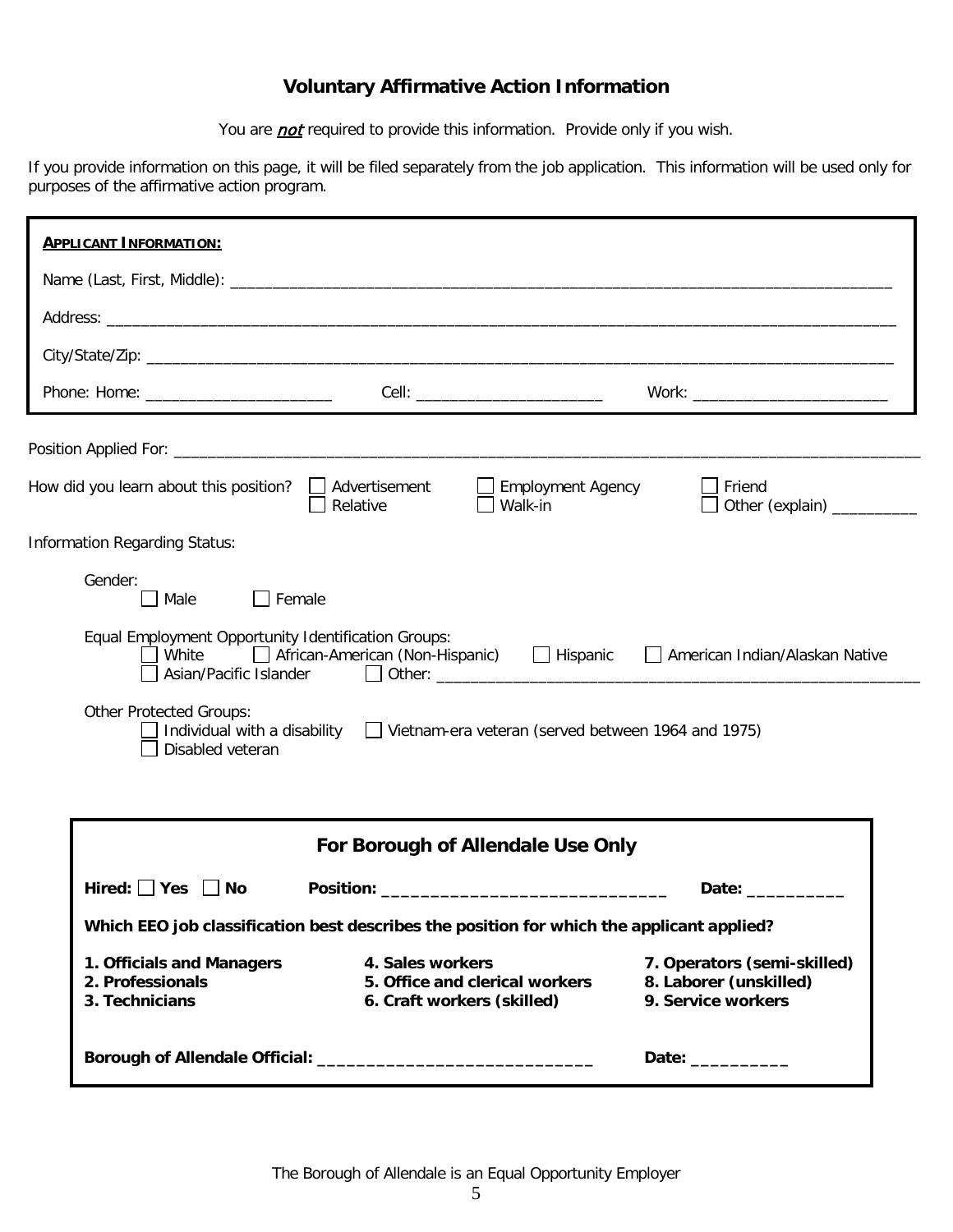# Voluntary Affirmative Action Information

You are ***not*** required to provide this information. Provide only if you wish.

If you provide information on this page, it will be filed separately from the job application. This information will be used only for purposes of the affirmative action program.

**APPLICANT INFORMATION:**

Name (Last, First, Middle): ______________________________________________________________

Address: ______________________________________________________________

City/State/Zip: ______________________________________________________________

Phone: Home: ______________________ Cell: ______________________ Work: ______________________

Position Applied For: ______________________________________________________________

How did you learn about this position?
- ☐ Advertisement
- ☐ Relative
- ☐ Employment Agency
- ☐ Walk-in
- ☐ Friend
- ☐ Other (explain) __________

Information Regarding Status:

Gender:
- ☐ Male
- ☐ Female

Equal Employment Opportunity Identification Groups:
- ☐ White
- ☐ African-American (Non-Hispanic)
- ☐ Hispanic
- ☐ American Indian/Alaskan Native
- ☐ Asian/Pacific Islander
- ☐ Other: ______________________________________________________________

Other Protected Groups:
- ☐ Individual with a disability
- ☐ Vietnam-era veteran (served between 1964 and 1975)
- ☐ Disabled veteran

## For Borough of Allendale Use Only

**Hired:** ☐ **Yes** ☐ **No** **Position:** ______________________________ **Date:** __________

**Which EEO job classification best describes the position for which the applicant applied?**

**1. Officials and Managers**
**2. Professionals**
**3. Technicians**
**4. Sales workers**
**5. Office and clerical workers**
**6. Craft workers (skilled)**
**7. Operators (semi-skilled)**
**8. Laborer (unskilled)**
**9. Service workers**

**Borough of Allendale Official:** ____________________________ **Date:** __________

The Borough of Allendale is an Equal Opportunity Employer